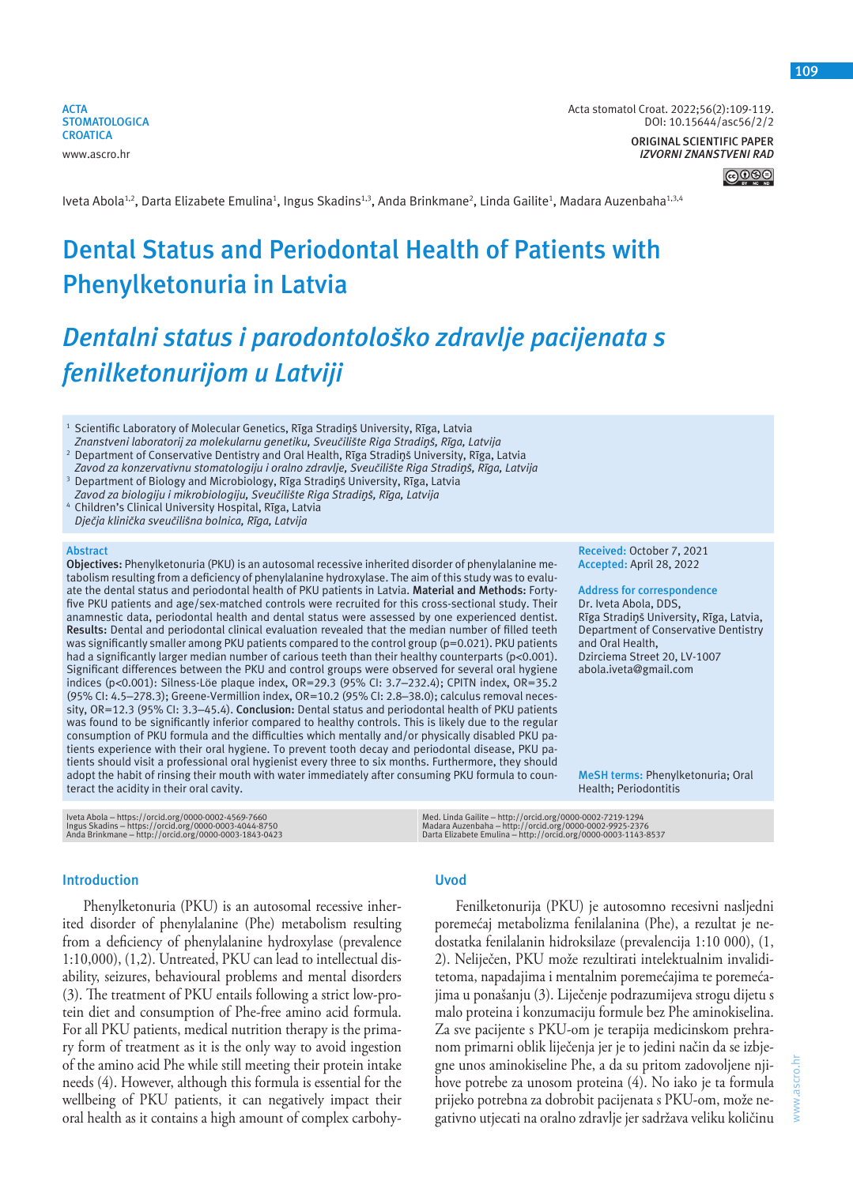ACTA STOMATOLOGICA CROATICA
www.ascro.hr

Acta stomatol Croat. 2022;56(2):109-119.
DOI: 10.15644/asc56/2/2

ORIGINAL SCIENTIFIC PAPER
*IZVORNI ZNANSTVENI RAD*

Iveta Abola[1,2], Darta Elizabete Emulina[1], Ingus Skadins[1,3], Anda Brinkmane[2], Linda Gailite[1], Madara Auzenbaha[1,3,4]

# Dental Status and Periodontal Health of Patients with Phenylketonuria in Latvia

# *Dentalni status i parodontološko zdravlje pacijenata s fenilketonurijom u Latviji*

[1] Scientific Laboratory of Molecular Genetics, Rīga Stradiņš University, Rīga, Latvia
*Znanstveni laboratorij za molekularnu genetiku, Sveučilište Riga Stradiņš, Rīga, Latvija*
[2] Department of Conservative Dentistry and Oral Health, Rīga Stradiņš University, Rīga, Latvia
*Zavod za konzervativnu stomatologiju i oralno zdravlje, Sveučilište Riga Stradiņš, Rīga, Latvija*
[3] Department of Biology and Microbiology, Rīga Stradiņš University, Rīga, Latvia
*Zavod za biologiju i mikrobiologiju, Sveučilište Riga Stradiņš, Rīga, Latvija*
[4] Children's Clinical University Hospital, Rīga, Latvia
*Dječja klinička sveučilišna bolnica, Rīga, Latvija*

## Abstract

**Objectives:** Phenylketonuria (PKU) is an autosomal recessive inherited disorder of phenylalanine metabolism resulting from a deficiency of phenylalanine hydroxylase. The aim of this study was to evaluate the dental status and periodontal health of PKU patients in Latvia. **Material and Methods:** Forty-five PKU patients and age/sex-matched controls were recruited for this cross-sectional study. Their anamnestic data, periodontal health and dental status were assessed by one experienced dentist. **Results:** Dental and periodontal clinical evaluation revealed that the median number of filled teeth was significantly smaller among PKU patients compared to the control group (p=0.021). PKU patients had a significantly larger median number of carious teeth than their healthy counterparts (p<0.001). Significant differences between the PKU and control groups were observed for several oral hygiene indices (p<0.001): Silness-Löe plaque index, OR=29.3 (95% CI: 3.7–232.4); CPITN index, OR=35.2 (95% CI: 4.5–278.3); Greene-Vermillion index, OR=10.2 (95% CI: 2.8–38.0); calculus removal necessity, OR=12.3 (95% CI: 3.3–45.4). **Conclusion:** Dental status and periodontal health of PKU patients was found to be significantly inferior compared to healthy controls. This is likely due to the regular consumption of PKU formula and the difficulties which mentally and/or physically disabled PKU patients experience with their oral hygiene. To prevent tooth decay and periodontal disease, PKU patients should visit a professional oral hygienist every three to six months. Furthermore, they should adopt the habit of rinsing their mouth with water immediately after consuming PKU formula to counteract the acidity in their oral cavity.

**Received:** October 7, 2021
**Accepted:** April 28, 2022

**Address for correspondence**
Dr. Iveta Abola, DDS,
Rīga Stradiņš University, Rīga, Latvia,
Department of Conservative Dentistry and Oral Health,
Dzirciema Street 20, LV-1007
abola.iveta@gmail.com

**MeSH terms:** Phenylketonuria; Oral Health; Periodontitis

Iveta Abola – https://orcid.org/0000-0002-4569-7660
Ingus Skadins – https://orcid.org/0000-0003-4044-8750
Anda Brinkmane – http://orcid.org/0000-0003-1843-0423
Med. Linda Gailite – http://orcid.org/0000-0002-7219-1294
Madara Auzenbaha – http://orcid.org/0000-0002-9925-2376
Darta Elizabete Emulina – http://orcid.org/0000-0003-1143-8537

## Introduction

Phenylketonuria (PKU) is an autosomal recessive inherited disorder of phenylalanine (Phe) metabolism resulting from a deficiency of phenylalanine hydroxylase (prevalence 1:10,000), (1,2). Untreated, PKU can lead to intellectual disability, seizures, behavioural problems and mental disorders (3). The treatment of PKU entails following a strict low-protein diet and consumption of Phe-free amino acid formula. For all PKU patients, medical nutrition therapy is the primary form of treatment as it is the only way to avoid ingestion of the amino acid Phe while still meeting their protein intake needs (4). However, although this formula is essential for the wellbeing of PKU patients, it can negatively impact their oral health as it contains a high amount of complex carbohy-

## Uvod

Fenilketonurija (PKU) je autosomno recesivni nasljedni poremećaj metabolizma fenilalanina (Phe), a rezultat je nedostatka fenilalanin hidroksilaze (prevalencija 1:10 000), (1, 2). Neliječen, PKU može rezultirati intelektualnim invaliditetoma, napadajima i mentalnim poremećajima te poremećajima u ponašanju (3). Liječenje podrazumijeva strogu dijetu s malo proteina i konzumaciju formule bez Phe aminokiselina. Za sve pacijente s PKU-om je terapija medicinskom prehranom primarni oblik liječenja jer je to jedini način da se izbjegne unos aminokiseline Phe, a da su pritom zadovoljene njihove potrebe za unosom proteina (4). No iako je ta formula prijeko potrebna za dobrobit pacijenata s PKU-om, može negativno utjecati na oralno zdravlje jer sadržava veliku količinu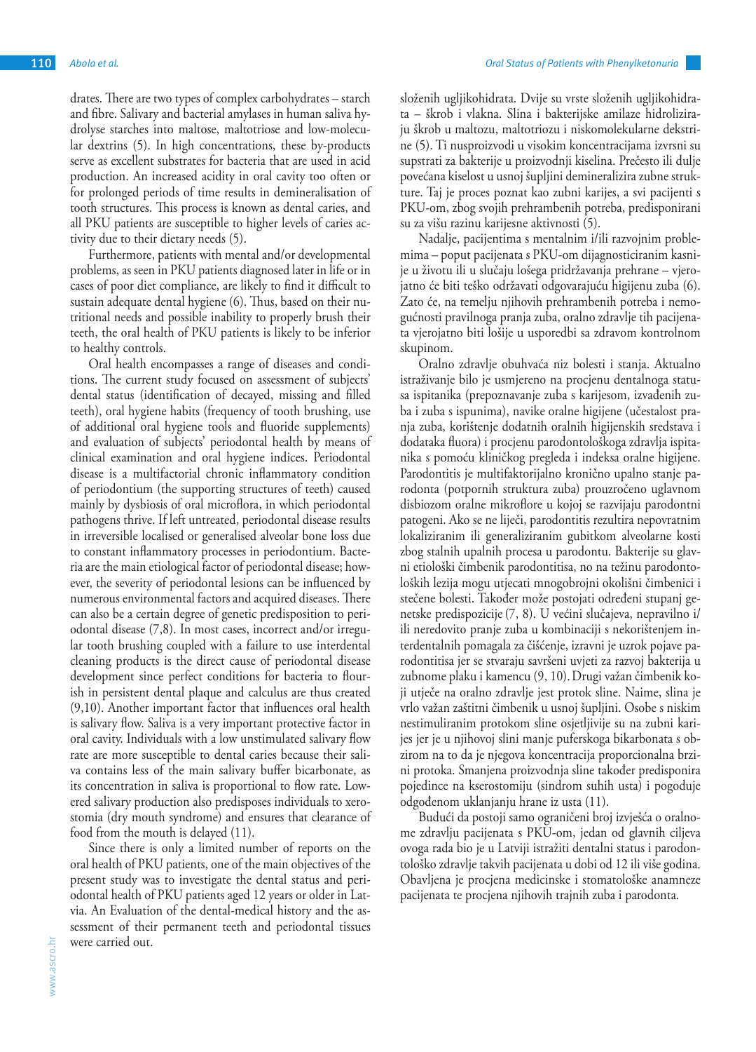drates. There are two types of complex carbohydrates – starch and fibre. Salivary and bacterial amylases in human saliva hydrolyse starches into maltose, maltotriose and low-molecular dextrins (5). In high concentrations, these by-products serve as excellent substrates for bacteria that are used in acid production. An increased acidity in oral cavity too often or for prolonged periods of time results in demineralisation of tooth structures. This process is known as dental caries, and all PKU patients are susceptible to higher levels of caries activity due to their dietary needs (5).

Furthermore, patients with mental and/or developmental problems, as seen in PKU patients diagnosed later in life or in cases of poor diet compliance, are likely to find it difficult to sustain adequate dental hygiene (6). Thus, based on their nutritional needs and possible inability to properly brush their teeth, the oral health of PKU patients is likely to be inferior to healthy controls.

Oral health encompasses a range of diseases and conditions. The current study focused on assessment of subjects' dental status (identification of decayed, missing and filled teeth), oral hygiene habits (frequency of tooth brushing, use of additional oral hygiene tools and fluoride supplements) and evaluation of subjects' periodontal health by means of clinical examination and oral hygiene indices. Periodontal disease is a multifactorial chronic inflammatory condition of periodontium (the supporting structures of teeth) caused mainly by dysbiosis of oral microflora, in which periodontal pathogens thrive. If left untreated, periodontal disease results in irreversible localised or generalised alveolar bone loss due to constant inflammatory processes in periodontium. Bacteria are the main etiological factor of periodontal disease; however, the severity of periodontal lesions can be influenced by numerous environmental factors and acquired diseases. There can also be a certain degree of genetic predisposition to periodontal disease (7,8). In most cases, incorrect and/or irregular tooth brushing coupled with a failure to use interdental cleaning products is the direct cause of periodontal disease development since perfect conditions for bacteria to flourish in persistent dental plaque and calculus are thus created (9,10). Another important factor that influences oral health is salivary flow. Saliva is a very important protective factor in oral cavity. Individuals with a low unstimulated salivary flow rate are more susceptible to dental caries because their saliva contains less of the main salivary buffer bicarbonate, as its concentration in saliva is proportional to flow rate. Lowered salivary production also predisposes individuals to xerostomia (dry mouth syndrome) and ensures that clearance of food from the mouth is delayed (11).

Since there is only a limited number of reports on the oral health of PKU patients, one of the main objectives of the present study was to investigate the dental status and periodontal health of PKU patients aged 12 years or older in Latvia. An Evaluation of the dental-medical history and the assessment of their permanent teeth and periodontal tissues were carried out.

složenih ugljikohidrata. Dvije su vrste složenih ugljikohidrata – škrob i vlakna. Slina i bakterijske amilaze hidroliziraju škrob u maltozu, maltotriozu i niskomolekularne dekstrine (5). Ti nusproizvodi u visokim koncentracijama izvrsni su supstrati za bakterije u proizvodnji kiselina. Prečesto ili dulje povećana kiselost u usnoj šupljini demineralizira zubne strukture. Taj je proces poznat kao zubni karijes, a svi pacijenti s PKU-om, zbog svojih prehrambenih potreba, predisponirani su za višu razinu karijesne aktivnosti (5).

Nadalje, pacijentima s mentalnim i/ili razvojnim problemima – poput pacijenata s PKU-om dijagnosticiranim kasnije u životu ili u slučaju lošega pridržavanja prehrane – vjerojatno će biti teško održavati odgovarajuću higijenu zuba (6). Zato će, na temelju njihovih prehrambenih potreba i nemogućnosti pravilnoga pranja zuba, oralno zdravlje tih pacijenata vjerojatno biti lošije u usporedbi sa zdravom kontrolnom skupinom.

Oralno zdravlje obuhvaća niz bolesti i stanja. Aktualno istraživanje bilo je usmjereno na procjenu dentalnoga statusa ispitanika (prepoznavanje zuba s karijesom, izvađenih zuba i zuba s ispunima), navike oralne higijene (učestalost pranja zuba, korištenje dodatnih oralnih higijenskih sredstava i dodataka fluora) i procjenu parodontološkoga zdravlja ispitanika s pomoću kliničkog pregleda i indeksa oralne higijene. Parodontitis je multifaktorijalno kronično upalno stanje parodonta (potpornih struktura zuba) prouzročeno uglavnom disbiozom oralne mikroflore u kojoj se razvijaju parodontni patogeni. Ako se ne liječi, parodontitis rezultira nepovratnim lokaliziranim ili generaliziranim gubitkom alveolarne kosti zbog stalnih upalnih procesa u parodontu. Bakterije su glavni etiološki čimbenik parodontitisa, no na težinu parodontoloških lezija mogu utjecati mnogobrojni okolišni čimbenici i stečene bolesti. Također može postojati određeni stupanj genetske predispozicije (7, 8). U većini slučajeva, nepravilno i/ili neredovito pranje zuba u kombinaciji s nekorištenjem interdentalnih pomagala za čišćenje, izravni je uzrok pojave parodontitisa jer se stvaraju savršeni uvjeti za razvoj bakterija u zubnome plaku i kamencu (9, 10). Drugi važan čimbenik koji utječe na oralno zdravlje jest protok sline. Naime, slina je vrlo važan zaštitni čimbenik u usnoj šupljini. Osobe s niskim nestimuliranim protokom sline osjetljivije su na zubni karijes jer je u njihovoj slini manje puferskoga bikarbonata s obzirom na to da je njegova koncentracija proporcionalna brzini protoka. Smanjena proizvodnja sline također predisponira pojedince na kserostomiju (sindrom suhih usta) i pogoduje odgođenom uklanjanju hrane iz usta (11).

Budući da postoji samo ograničeni broj izvješća o oralnome zdravlju pacijenata s PKU-om, jedan od glavnih ciljeva ovoga rada bio je u Latviji istražiti dentalni status i parodontološko zdravlje takvih pacijenata u dobi od 12 ili više godina. Obavljena je procjena medicinske i stomatološke anamneze pacijenata te procjena njihovih trajnih zuba i parodonta.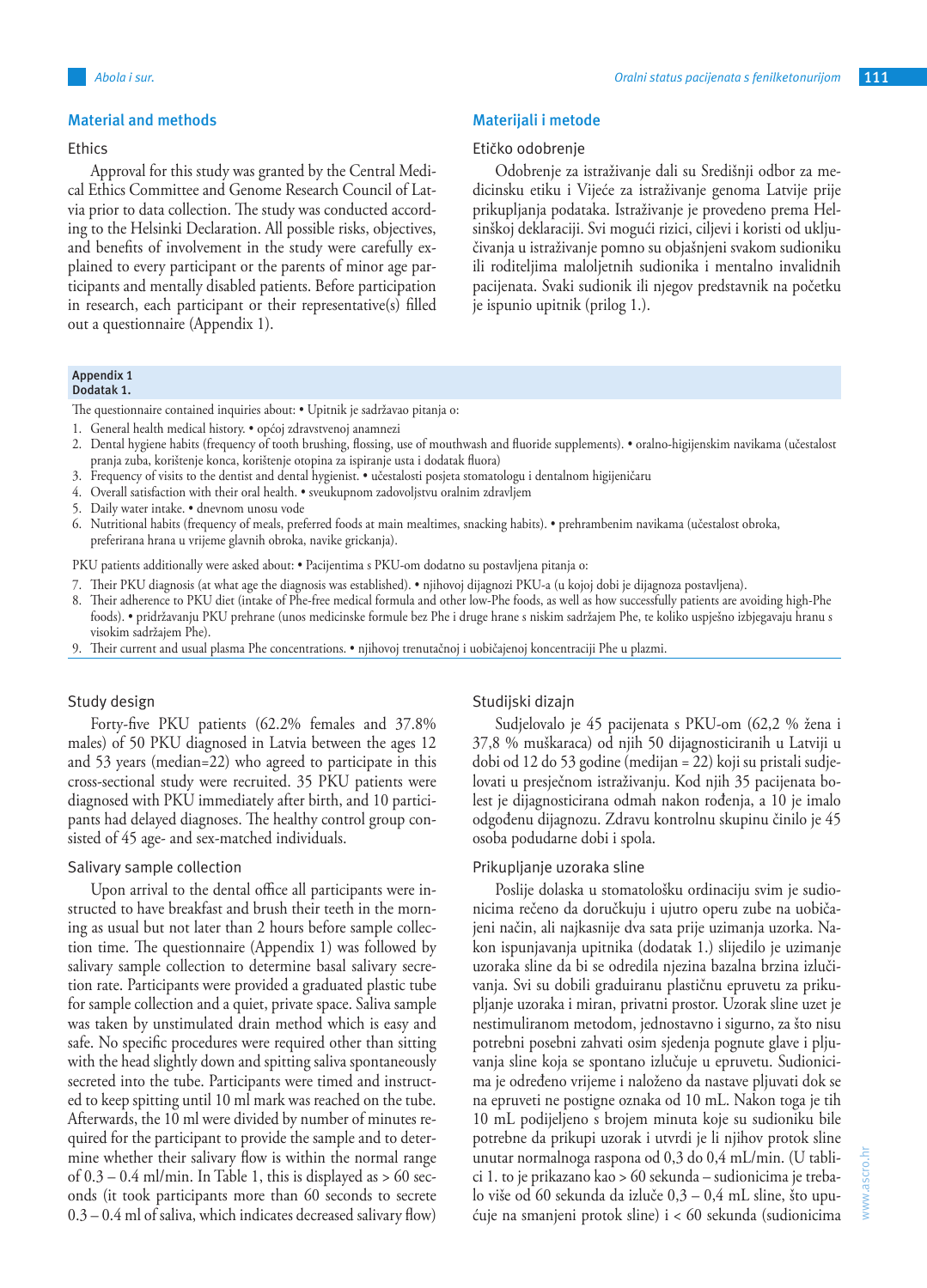## Material and methods

### Ethics

Approval for this study was granted by the Central Medical Ethics Committee and Genome Research Council of Latvia prior to data collection. The study was conducted according to the Helsinki Declaration. All possible risks, objectives, and benefits of involvement in the study were carefully explained to every participant or the parents of minor age participants and mentally disabled patients. Before participation in research, each participant or their representative(s) filled out a questionnaire (Appendix 1).

**Appendix 1**
**Dodatak 1.**

The questionnaire contained inquiries about: • Upitnik je sadržavao pitanja o:

1. General health medical history. • općoj zdravstvenoj anamnezi
2. Dental hygiene habits (frequency of tooth brushing, flossing, use of mouthwash and fluoride supplements). • oralno-higijenskim navikama (učestalost pranja zuba, korištenje konca, korištenje otopina za ispiranje usta i dodatak fluora)
3. Frequency of visits to the dentist and dental hygienist. • učestalosti posjeta stomatologu i dentalnom higijeničaru
4. Overall satisfaction with their oral health. • sveukupnom zadovoljstvu oralnim zdravljem
5. Daily water intake. • dnevnom unosu vode
6. Nutritional habits (frequency of meals, preferred foods at main mealtimes, snacking habits). • prehrambenim navikama (učestalost obroka, preferirana hrana u vrijeme glavnih obroka, navike grickanja).

PKU patients additionally were asked about: • Pacijentima s PKU-om dodatno su postavljena pitanja o:

7. Their PKU diagnosis (at what age the diagnosis was established). • njihovoj dijagnozi PKU-a (u kojoj dobi je dijagnoza postavljena).
8. Their adherence to PKU diet (intake of Phe-free medical formula and other low-Phe foods, as well as how successfully patients are avoiding high-Phe foods). • pridržavanju PKU prehrane (unos medicinske formule bez Phe i druge hrane s niskim sadržajem Phe, te koliko uspješno izbjegavaju hranu s visokim sadržajem Phe).
9. Their current and usual plasma Phe concentrations. • njihovoj trenutačnoj i uobičajenoj koncentraciji Phe u plazmi.

### Study design

Forty-five PKU patients (62.2% females and 37.8% males) of 50 PKU diagnosed in Latvia between the ages 12 and 53 years (median=22) who agreed to participate in this cross-sectional study were recruited. 35 PKU patients were diagnosed with PKU immediately after birth, and 10 participants had delayed diagnoses. The healthy control group consisted of 45 age- and sex-matched individuals.

### Salivary sample collection

Upon arrival to the dental office all participants were instructed to have breakfast and brush their teeth in the morning as usual but not later than 2 hours before sample collection time. The questionnaire (Appendix 1) was followed by salivary sample collection to determine basal salivary secretion rate. Participants were provided a graduated plastic tube for sample collection and a quiet, private space. Saliva sample was taken by unstimulated drain method which is easy and safe. No specific procedures were required other than sitting with the head slightly down and spitting saliva spontaneously secreted into the tube. Participants were timed and instructed to keep spitting until 10 ml mark was reached on the tube. Afterwards, the 10 ml were divided by number of minutes required for the participant to provide the sample and to determine whether their salivary flow is within the normal range of 0.3 – 0.4 ml/min. In Table 1, this is displayed as > 60 seconds (it took participants more than 60 seconds to secrete 0.3 – 0.4 ml of saliva, which indicates decreased salivary flow)

## Materijali i metode

### Etičko odobrenje

Odobrenje za istraživanje dali su Središnji odbor za medicinsku etiku i Vijeće za istraživanje genoma Latvije prije prikupljanja podataka. Istraživanje je provedeno prema Helsinškoj deklaraciji. Svi mogući rizici, ciljevi i koristi od uključivanja u istraživanje pomno su objašnjeni svakom sudioniku ili roditeljima maloljetnih sudionika i mentalno invalidnih pacijenata. Svaki sudionik ili njegov predstavnik na početku je ispunio upitnik (prilog 1.).

### Studijski dizajn

Sudjelovalo je 45 pacijenata s PKU-om (62,2 % žena i 37,8 % muškaraca) od njih 50 dijagnosticiranih u Latviji u dobi od 12 do 53 godine (medijan = 22) koji su pristali sudjelovati u presječnom istraživanju. Kod njih 35 pacijenata bolest je dijagnosticirana odmah nakon rođenja, a 10 je imalo odgođenu dijagnozu. Zdravu kontrolnu skupinu činilo je 45 osoba podudarne dobi i spola.

### Prikupljanje uzoraka sline

Poslije dolaska u stomatološku ordinaciju svim je sudionicima rečeno da doručkuju i ujutro operu zube na uobičajeni način, ali najkasnije dva sata prije uzimanja uzorka. Nakon ispunjavanja upitnika (dodatak 1.) slijedilo je uzimanje uzoraka sline da bi se odredila njezina bazalna brzina izlučivanja. Svi su dobili graduiranu plastičnu epruvetu za prikupljanje uzoraka i miran, privatni prostor. Uzorak sline uzet je nestimuliranom metodom, jednostavno i sigurno, za što nisu potrebni posebni zahvati osim sjedenja pognute glave i pljuvanja sline koja se spontano izlučuje u epruvetu. Sudionicima je određeno vrijeme i naloženo da nastave pljuvati dok se na epruveti ne postigne oznaka od 10 mL. Nakon toga je tih 10 mL podijeljeno s brojem minuta koje su sudioniku bile potrebne da prikupi uzorak i utvrdi je li njihov protok sline unutar normalnoga raspona od 0,3 do 0,4 mL/min. (U tablici 1. to je prikazano kao > 60 sekunda – sudionicima je trebalo više od 60 sekunda da izluče 0,3 – 0,4 mL sline, što upućuje na smanjeni protok sline) i < 60 sekunda (sudionicima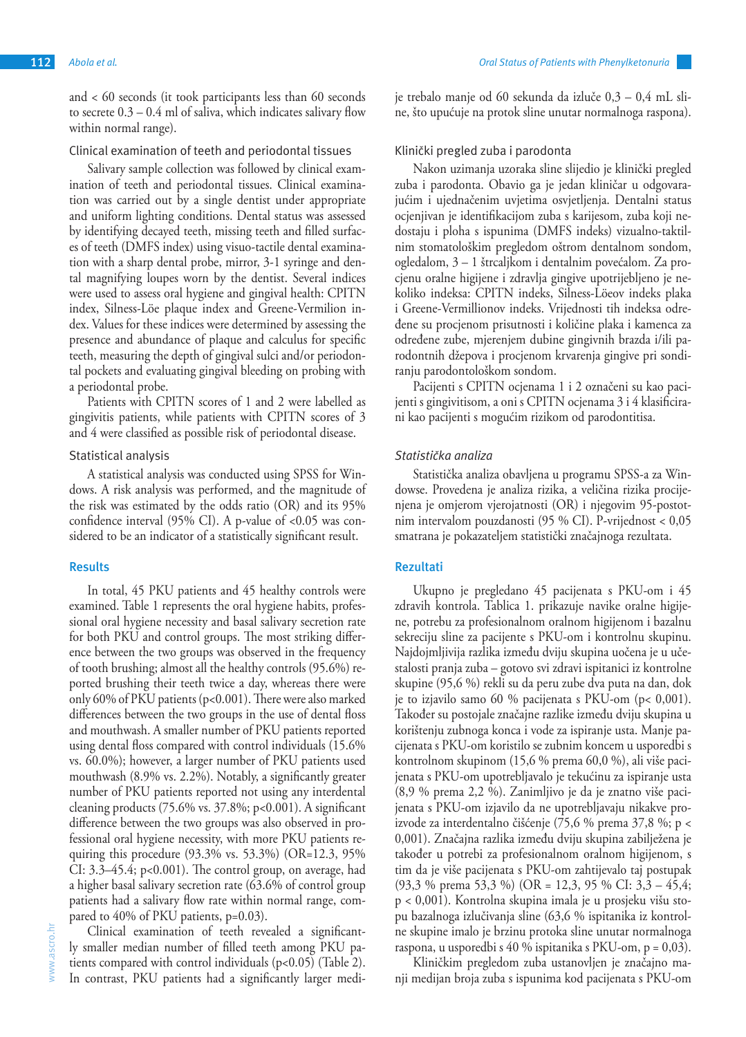and < 60 seconds (it took participants less than 60 seconds to secrete 0.3 – 0.4 ml of saliva, which indicates salivary flow within normal range).

### Clinical examination of teeth and periodontal tissues

Salivary sample collection was followed by clinical examination of teeth and periodontal tissues. Clinical examination was carried out by a single dentist under appropriate and uniform lighting conditions. Dental status was assessed by identifying decayed teeth, missing teeth and filled surfaces of teeth (DMFS index) using visuo-tactile dental examination with a sharp dental probe, mirror, 3-1 syringe and dental magnifying loupes worn by the dentist. Several indices were used to assess oral hygiene and gingival health: CPITN index, Silness-Löe plaque index and Greene-Vermilion index. Values for these indices were determined by assessing the presence and abundance of plaque and calculus for specific teeth, measuring the depth of gingival sulci and/or periodontal pockets and evaluating gingival bleeding on probing with a periodontal probe.

Patients with CPITN scores of 1 and 2 were labelled as gingivitis patients, while patients with CPITN scores of 3 and 4 were classified as possible risk of periodontal disease.

### Statistical analysis

A statistical analysis was conducted using SPSS for Windows. A risk analysis was performed, and the magnitude of the risk was estimated by the odds ratio (OR) and its 95% confidence interval (95% CI). A p-value of <0.05 was considered to be an indicator of a statistically significant result.

## Results

In total, 45 PKU patients and 45 healthy controls were examined. Table 1 represents the oral hygiene habits, professional oral hygiene necessity and basal salivary secretion rate for both PKU and control groups. The most striking difference between the two groups was observed in the frequency of tooth brushing; almost all the healthy controls (95.6%) reported brushing their teeth twice a day, whereas there were only 60% of PKU patients ($p<0.001$). There were also marked differences between the two groups in the use of dental floss and mouthwash. A smaller number of PKU patients reported using dental floss compared with control individuals (15.6% vs. 60.0%); however, a larger number of PKU patients used mouthwash (8.9% vs. 2.2%). Notably, a significantly greater number of PKU patients reported not using any interdental cleaning products (75.6% vs. 37.8%; $p<0.001$). A significant difference between the two groups was also observed in professional oral hygiene necessity, with more PKU patients requiring this procedure (93.3% vs. 53.3%) (OR=12.3, 95% CI: 3.3–45.4; $p<0.001$). The control group, on average, had a higher basal salivary secretion rate (63.6% of control group patients had a salivary flow rate within normal range, compared to 40% of PKU patients, $p=0.03$).

Clinical examination of teeth revealed a significantly smaller median number of filled teeth among PKU patients compared with control individuals ($p<0.05$) (Table 2). In contrast, PKU patients had a significantly larger medi-

je trebalo manje od 60 sekunda da izluče 0,3 – 0,4 mL sline, što upućuje na protok sline unutar normalnoga raspona).

### Klinički pregled zuba i parodonta

Nakon uzimanja uzoraka sline slijedio je klinički pregled zuba i parodonta. Obavio ga je jedan kliničar u odgovarajućim i ujednačenim uvjetima osvjetljenja. Dentalni status ocjenjivan je identifikacijom zuba s karijesom, zuba koji nedostaju i ploha s ispunima (DMFS indeks) vizualno-taktilnim stomatološkim pregledom oštrom dentalnom sondom, ogledalom, 3 – 1 štrcaljkom i dentalnim povećalom. Za procjenu oralne higijene i zdravlja gingive upotrijebljeno je nekoliko indeksa: CPITN indeks, Silness-Löeov indeks plaka i Greene-Vermillionov indeks. Vrijednosti tih indeksa određene su procjenom prisutnosti i količine plaka i kamenca za određene zube, mjerenjem dubine gingivnih brazda i/ili parodontnih džepova i procjenom krvarenja gingive pri sondiranju parodontološkom sondom.

Pacijenti s CPITN ocjenama 1 i 2 označeni su kao pacijenti s gingivitisom, a oni s CPITN ocjenama 3 i 4 klasificirani kao pacijenti s mogućim rizikom od parodontitisa.

### *Statistička analiza*

Statistička analiza obavljena u programu SPSS-a za Windowse. Provedena je analiza rizika, a veličina rizika procijenjena je omjerom vjerojatnosti (OR) i njegovim 95-postotnim intervalom pouzdanosti (95 % CI). P-vrijednost < 0,05 smatrana je pokazateljem statistički značajnoga rezultata.

## Rezultati

Ukupno je pregledano 45 pacijenata s PKU-om i 45 zdravih kontrola. Tablica 1. prikazuje navike oralne higijene, potrebu za profesionalnom oralnom higijenom i bazalnu sekreciju sline za pacijente s PKU-om i kontrolnu skupinu. Najdojmljivija razlika između dviju skupina uočena je u učestalosti pranja zuba – gotovo svi zdravi ispitanici iz kontrolne skupine (95,6 %) rekli su da peru zube dva puta na dan, dok je to izjavilo samo 60 % pacijenata s PKU-om ($p< 0,001$). Također su postojale značajne razlike između dviju skupina u korištenju zubnoga konca i vode za ispiranje usta. Manje pacijenata s PKU-om koristilo se zubnim koncem u usporedbi s kontrolnom skupinom (15,6 % prema 60,0 %), ali više pacijenata s PKU-om upotrebljavalo je tekućinu za ispiranje usta (8,9 % prema 2,2 %). Zanimljivo je da je znatno više pacijenata s PKU-om izjavilo da ne upotrebljavaju nikakve proizvode za interdentalno čišćenje (75,6 % prema 37,8 %; $p < 0,001$). Značajna razlika između dviju skupina zabilježena je također u potrebi za profesionalnom oralnom higijenom, s tim da je više pacijenata s PKU-om zahtijevalo taj postupak (93,3 % prema 53,3 %) (OR = 12,3, 95 % CI: 3,3 – 45,4; $p < 0,001$). Kontrolna skupina imala je u prosjeku višu stopu bazalnoga izlučivanja sline (63,6 % ispitanika iz kontrolne skupine imalo je brzinu protoka sline unutar normalnoga raspona, u usporedbi s 40 % ispitanika s PKU-om, $p = 0,03$).

Kliničkim pregledom zuba ustanovljen je značajno manji medijan broja zuba s ispunima kod pacijenata s PKU-om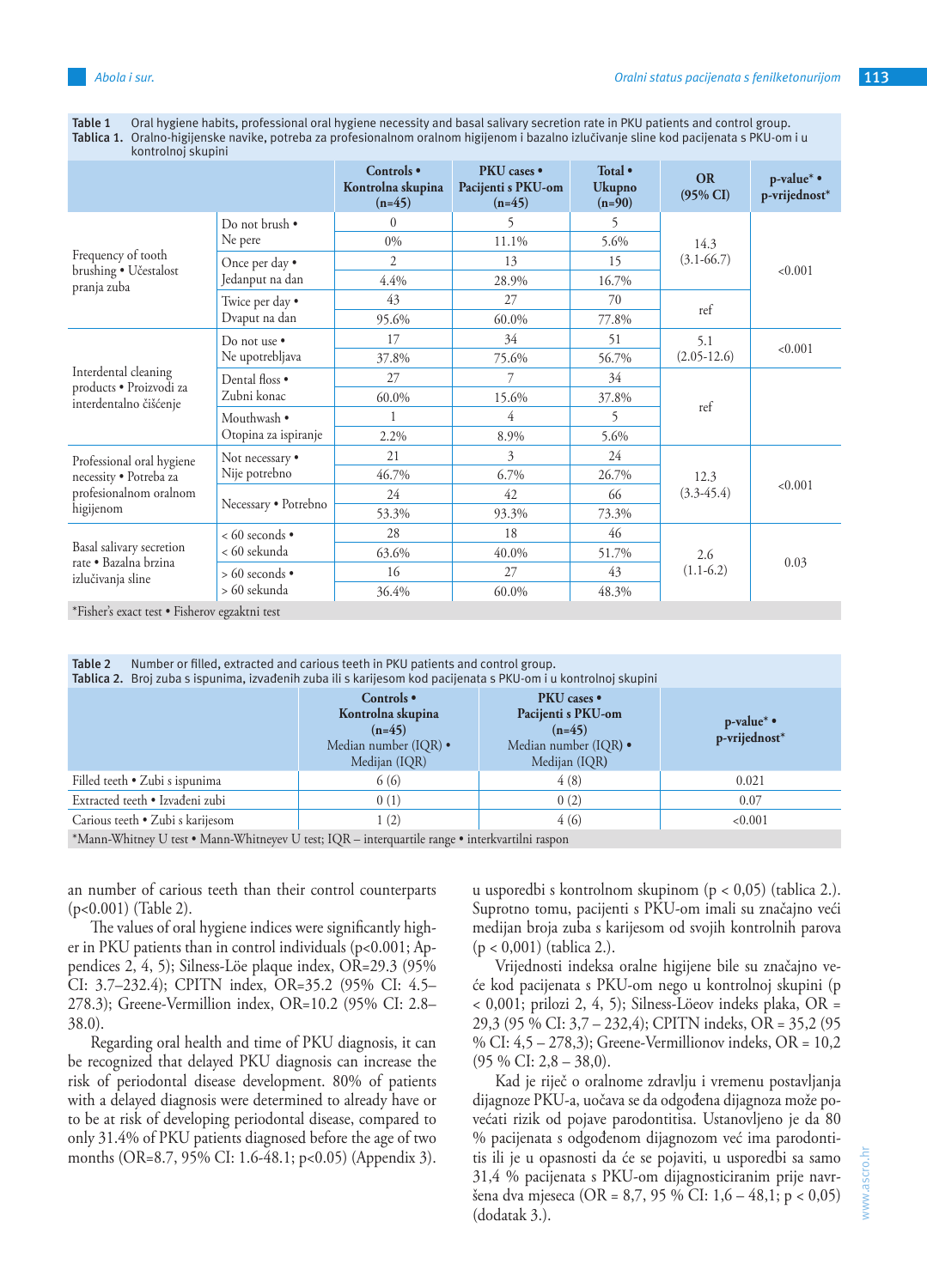Table 1 Oral hygiene habits, professional oral hygiene necessity and basal salivary secretion rate in PKU patients and control group.
Tablica 1. Oralno-higijenske navike, potreba za profesionalnom oralnom higijenom i bazalno izlučivanje sline kod pacijenata s PKU-om i u kontrolnoj skupini

| | | Controls • Kontrolna skupina (n=45) | PKU cases • Pacijenti s PKU-om (n=45) | Total • Ukupno (n=90) | OR (95% CI) | p-value* • p-vrijednost* |
|---|---|---|---|---|---|---|
| Frequency of tooth brushing • Učestalost pranja zuba | Do not brush • Ne pere | 0 | 5 | 5 | 14.3 (3.1-66.7) | <0.001 |
| | | 0% | 11.1% | 5.6% | | |
| | Once per day • Jedanput na dan | 2 | 13 | 15 | | |
| | | 4.4% | 28.9% | 16.7% | | |
| | Twice per day • Dvaput na dan | 43 | 27 | 70 | ref | |
| | | 95.6% | 60.0% | 77.8% | | |
| Interdental cleaning products • Proizvodi za interdentalno čišćenje | Do not use • Ne upotrebljava | 17 | 34 | 51 | 5.1 (2.05-12.6) | <0.001 |
| | | 37.8% | 75.6% | 56.7% | | |
| | Dental floss • Zubni konac | 27 | 7 | 34 | ref | |
| | | 60.0% | 15.6% | 37.8% | | |
| | Mouthwash • Otopina za ispiranje | 1 | 4 | 5 | | |
| | | 2.2% | 8.9% | 5.6% | | |
| Professional oral hygiene necessity • Potreba za profesionalnom oralnom higijenom | Not necessary • Nije potrebno | 21 | 3 | 24 | 12.3 (3.3-45.4) | <0.001 |
| | | 46.7% | 6.7% | 26.7% | | |
| | Necessary • Potrebno | 24 | 42 | 66 | | |
| | | 53.3% | 93.3% | 73.3% | | |
| Basal salivary secretion rate • Bazalna brzina izlučivanja sline | < 60 seconds • < 60 sekunda | 28 | 18 | 46 | 2.6 (1.1-6.2) | 0.03 |
| | | 63.6% | 40.0% | 51.7% | | |
| | > 60 seconds • > 60 sekunda | 16 | 27 | 43 | | |
| | | 36.4% | 60.0% | 48.3% | | |

*Fisher's exact test • Fisherov egzaktni test

Table 2 Number or filled, extracted and carious teeth in PKU patients and control group.
Tablica 2. Broj zuba s ispunima, izvađenih zuba ili s karijesom kod pacijenata s PKU-om i u kontrolnoj skupini

| | Controls • Kontrolna skupina (n=45) Median number (IQR) • Medijan (IQR) | PKU cases • Pacijenti s PKU-om (n=45) Median number (IQR) • Medijan (IQR) | p-value* • p-vrijednost* |
|---|---|---|---|
| Filled teeth • Zubi s ispunima | 6 (6) | 4 (8) | 0.021 |
| Extracted teeth • Izvađeni zubi | 0 (1) | 0 (2) | 0.07 |
| Carious teeth • Zubi s karijesom | 1 (2) | 4 (6) | <0.001 |

*Mann-Whitney U test • Mann-Whitneyev U test; IQR – interquartile range • interkvartilni raspon

an number of carious teeth than their control counterparts (p<0.001) (Table 2).

The values of oral hygiene indices were significantly higher in PKU patients than in control individuals (p<0.001; Appendixes 2, 4, 5); Silness-Löe plaque index, OR=29.3 (95% CI: 3.7–232.4); CPITN index, OR=35.2 (95% CI: 4.5–278.3); Greene-Vermillion index, OR=10.2 (95% CI: 2.8–38.0).

Regarding oral health and time of PKU diagnosis, it can be recognized that delayed PKU diagnosis can increase the risk of periodontal disease development. 80% of patients with a delayed diagnosis were determined to already have or to be at risk of developing periodontal disease, compared to only 31.4% of PKU patients diagnosed before the age of two months (OR=8.7, 95% CI: 1.6-48.1; p<0.05) (Appendix 3).

u usporedbi s kontrolnom skupinom (p < 0,05) (tablica 2.). Suprotno tomu, pacijenti s PKU-om imali su značajno veći medijan broja zuba s karijesom od svojih kontrolnih parova (p < 0,001) (tablica 2.).

Vrijednosti indeksa oralne higijene bile su značajno veće kod pacijenata s PKU-om nego u kontrolnoj skupini (p < 0,001; prilozi 2, 4, 5); Silness-Löeov indeks plaka, OR = 29,3 (95 % CI: 3,7 – 232,4); CPITN indeks, OR = 35,2 (95 % CI: 4,5 – 278,3); Greene-Vermillionov indeks, OR = 10,2 (95 % CI: 2,8 – 38,0).

Kad je riječ o oralnome zdravlju i vremenu postavljanja dijagnoze PKU-a, uočava se da odgođena dijagnoza može povećati rizik od pojave parodontitisa. Ustanovljeno je da 80 % pacijenata s odgođenom dijagnozom već ima parodontitis ili je u opasnosti da će se pojaviti, u usporedbi sa samo 31,4 % pacijenata s PKU-om dijagnosticiranim prije navršena dva mjeseca (OR = 8,7, 95 % CI: 1,6 – 48,1; p < 0,05) (dodatak 3.).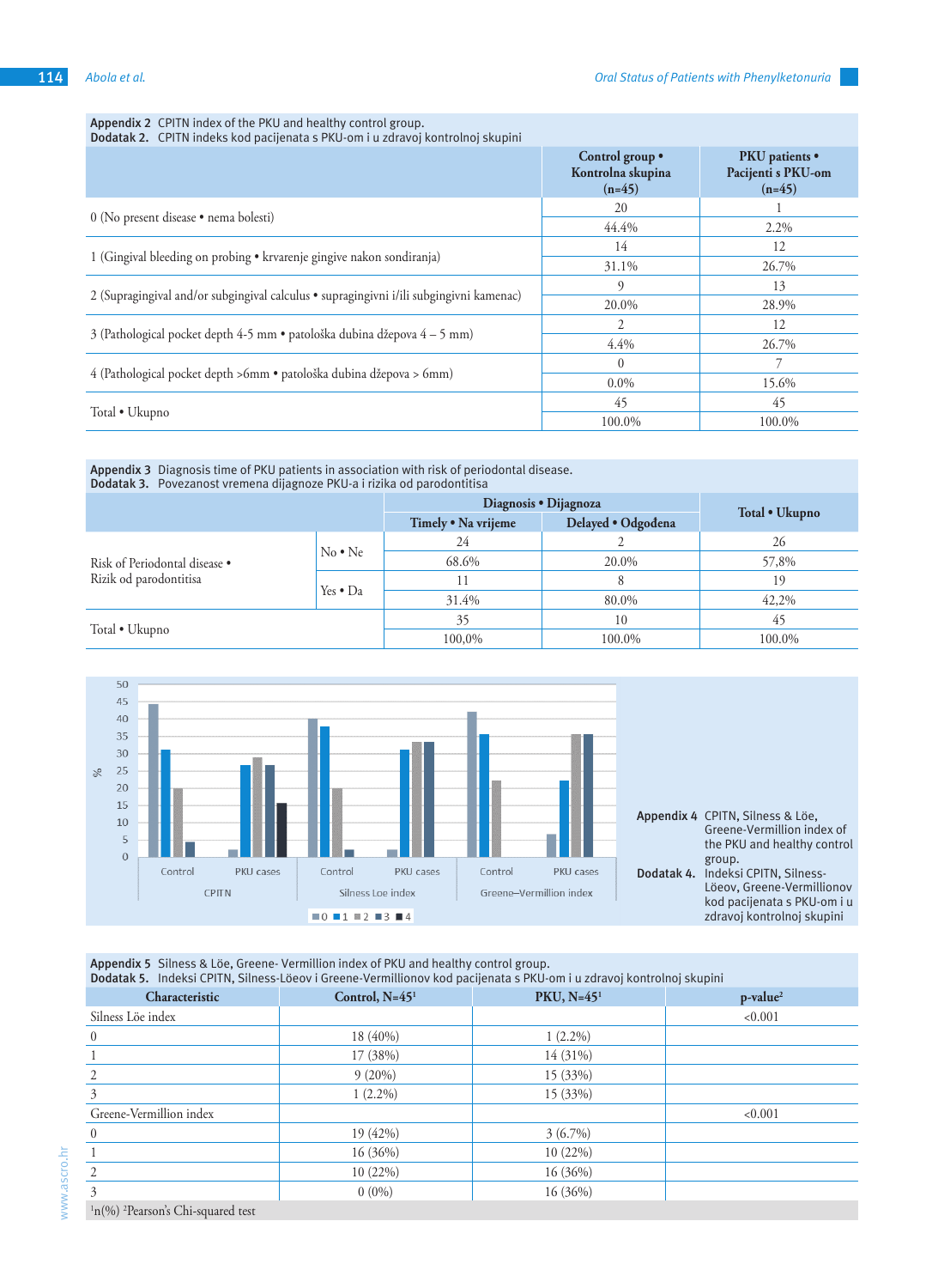**Appendix 2** CPITN index of the PKU and healthy control group.
**Dodatak 2.** CPITN indeks kod pacijenata s PKU-om i u zdravoj kontrolnoj skupini

| | Control group • Kontrolna skupina (n=45) | PKU patients • Pacijenti s PKU-om (n=45) |
|---|---|---|
| 0 (No present disease • nema bolesti) | 20 | 1 |
| | 44.4% | 2.2% |
| 1 (Gingival bleeding on probing • krvarenje gingive nakon sondiranja) | 14 | 12 |
| | 31.1% | 26.7% |
| 2 (Supragingival and/or subgingival calculus • supragingivni i/ili subgingivni kamenac) | 9 | 13 |
| | 20.0% | 28.9% |
| 3 (Pathological pocket depth 4-5 mm • patološka dubina džepova 4 – 5 mm) | 2 | 12 |
| | 4.4% | 26.7% |
| 4 (Pathological pocket depth >6mm • patološka dubina džepova > 6mm) | 0 | 7 |
| | 0.0% | 15.6% |
| Total • Ukupno | 45 | 45 |
| | 100.0% | 100.0% |

**Appendix 3** Diagnosis time of PKU patients in association with risk of periodontal disease.
**Dodatak 3.** Povezanost vremena dijagnoze PKU-a i rizika od parodontitisa

| | | Diagnosis • Dijagnoza | | Total • Ukupno |
|---|---|---|---|---|
| | | Timely • Na vrijeme | Delayed • Odgođena | |
| Risk of Periodontal disease • Rizik od parodontitisa | No • Ne | 24 | 2 | 26 |
| | | 68.6% | 20.0% | 57,8% |
| | Yes • Da | 11 | 8 | 19 |
| | | 31.4% | 80.0% | 42,2% |
| Total • Ukupno | | 35 | 10 | 45 |
| | | 100,0% | 100.0% | 100.0% |

**Appendix 4** CPITN, Silness & Löe, Greene-Vermillion index of the PKU and healthy control group.
**Dodatak 4.** Indeksi CPITN, Silness-Löeov, Greene-Vermillionov kod pacijenata s PKU-om i u zdravoj kontrolnoj skupini

**Appendix 5** Silness & Löe, Greene- Vermillion index of PKU and healthy control group.
**Dodatak 5.** Indeksi CPITN, Silness-Löeov i Greene-Vermillionov kod pacijenata s PKU-om i u zdravoj kontrolnoj skupini

| Characteristic | Control, N=45[1] | PKU, N=45[1] | p-value[2] |
|---|---|---|---|
| Silness Löe index | | | <0.001 |
| 0 | 18 (40%) | 1 (2.2%) | |
| 1 | 17 (38%) | 14 (31%) | |
| 2 | 9 (20%) | 15 (33%) | |
| 3 | 1 (2.2%) | 15 (33%) | |
| Greene-Vermillion index | | | <0.001 |
| 0 | 19 (42%) | 3 (6.7%) | |
| 1 | 16 (36%) | 10 (22%) | |
| 2 | 10 (22%) | 16 (36%) | |
| 3 | 0 (0%) | 16 (36%) | |

[1]n(%) [2]Pearson's Chi-squared test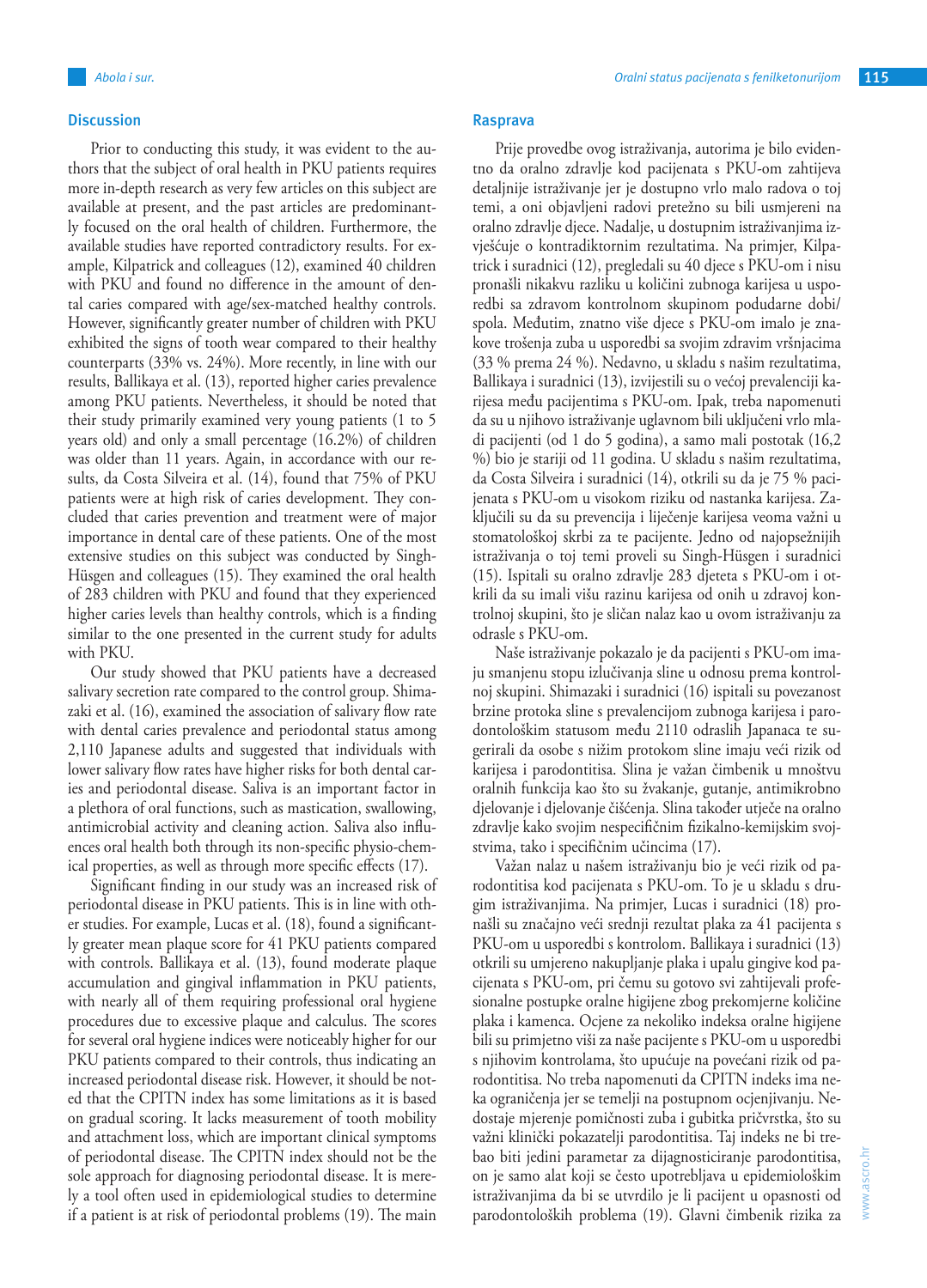## Discussion

Prior to conducting this study, it was evident to the authors that the subject of oral health in PKU patients requires more in-depth research as very few articles on this subject are available at present, and the past articles are predominantly focused on the oral health of children. Furthermore, the available studies have reported contradictory results. For example, Kilpatrick and colleagues (12), examined 40 children with PKU and found no difference in the amount of dental caries compared with age/sex-matched healthy controls. However, significantly greater number of children with PKU exhibited the signs of tooth wear compared to their healthy counterparts (33% vs. 24%). More recently, in line with our results, Ballikaya et al. (13), reported higher caries prevalence among PKU patients. Nevertheless, it should be noted that their study primarily examined very young patients (1 to 5 years old) and only a small percentage (16.2%) of children was older than 11 years. Again, in accordance with our results, da Costa Silveira et al. (14), found that 75% of PKU patients were at high risk of caries development. They concluded that caries prevention and treatment were of major importance in dental care of these patients. One of the most extensive studies on this subject was conducted by Singh-Hüsgen and colleagues (15). They examined the oral health of 283 children with PKU and found that they experienced higher caries levels than healthy controls, which is a finding similar to the one presented in the current study for adults with PKU.

Our study showed that PKU patients have a decreased salivary secretion rate compared to the control group. Shimazaki et al. (16), examined the association of salivary flow rate with dental caries prevalence and periodontal status among 2,110 Japanese adults and suggested that individuals with lower salivary flow rates have higher risks for both dental caries and periodontal disease. Saliva is an important factor in a plethora of oral functions, such as mastication, swallowing, antimicrobial activity and cleaning action. Saliva also influences oral health both through its non-specific physio-chemical properties, as well as through more specific effects (17).

Significant finding in our study was an increased risk of periodontal disease in PKU patients. This is in line with other studies. For example, Lucas et al. (18), found a significantly greater mean plaque score for 41 PKU patients compared with controls. Ballikaya et al. (13), found moderate plaque accumulation and gingival inflammation in PKU patients, with nearly all of them requiring professional oral hygiene procedures due to excessive plaque and calculus. The scores for several oral hygiene indices were noticeably higher for our PKU patients compared to their controls, thus indicating an increased periodontal disease risk. However, it should be noted that the CPITN index has some limitations as it is based on gradual scoring. It lacks measurement of tooth mobility and attachment loss, which are important clinical symptoms of periodontal disease. The CPITN index should not be the sole approach for diagnosing periodontal disease. It is merely a tool often used in epidemiological studies to determine if a patient is at risk of periodontal problems (19). The main

## Rasprava

Prije provedbe ovog istraživanja, autorima je bilo evidentno da oralno zdravlje kod pacijenata s PKU-om zahtijeva detaljnije istraživanje jer je dostupno vrlo malo radova o toj temi, a oni objavljeni radovi pretežno su bili usmjereni na oralno zdravlje djece. Nadalje, u dostupnim istraživanjima izvješćuje o kontradiktornim rezultatima. Na primjer, Kilpatrick i suradnici (12), pregledali su 40 djece s PKU-om i nisu pronašli nikakvu razliku u količini zubnoga karijesa u usporedbi sa zdravom kontrolnom skupinom podudarne dobi/spola. Međutim, znatno više djece s PKU-om imalo je znakove trošenja zuba u usporedbi sa svojim zdravim vršnjacima (33 % prema 24 %). Nedavno, u skladu s našim rezultatima, Ballikaya i suradnici (13), izvijestili su o većoj prevalenciji karijesa među pacijentima s PKU-om. Ipak, treba napomenuti da su u njihovo istraživanje uglavnom bili uključeni vrlo mladi pacijenti (od 1 do 5 godina), a samo mali postotak (16,2 %) bio je stariji od 11 godina. U skladu s našim rezultatima, da Costa Silveira i suradnici (14), otkrili su da je 75 % pacijenata s PKU-om u visokom riziku od nastanka karijesa. Zaključili su da su prevencija i liječenje karijesa veoma važni u stomatološkoj skrbi za te pacijente. Jedno od najopsežnijih istraživanja o toj temi proveli su Singh-Hüsgen i suradnici (15). Ispitali su oralno zdravlje 283 djeteta s PKU-om i otkrili da su imali višu razinu karijesa od onih u zdravoj kontrolnoj skupini, što je sličan nalaz kao u ovom istraživanju za odrasle s PKU-om.

Naše istraživanje pokazalo je da pacijenti s PKU-om imaju smanjenu stopu izlučivanja sline u odnosu prema kontrolnoj skupini. Shimazaki i suradnici (16) ispitali su povezanost brzine protoka sline s prevalencijom zubnoga karijesa i parodontološkim statusom među 2110 odraslih Japanaca te sugerirali da osobe s nižim protokom sline imaju veći rizik od karijesa i parodontitisa. Slina je važan čimbenik u mnoštvu oralnih funkcija kao što su žvakanje, gutanje, antimikrobno djelovanje i djelovanje čišćenja. Slina također utječe na oralno zdravlje kako svojim nespecifičnim fizikalno-kemijskim svojstvima, tako i specifičnim učincima (17).

Važan nalaz u našem istraživanju bio je veći rizik od parodontitisa kod pacijenata s PKU-om. To je u skladu s drugim istraživanjima. Na primjer, Lucas i suradnici (18) pronašli su značajno veći srednji rezultat plaka za 41 pacijenta s PKU-om u usporedbi s kontrolom. Ballikaya i suradnici (13) otkrili su umjereno nakupljanje plaka i upalu gingive kod pacijenata s PKU-om, pri čemu su gotovo svi zahtijevali profesionalne postupke oralne higijene zbog prekomjerne količine plaka i kamenca. Ocjene za nekoliko indeksa oralne higijene bili su primjetno viši za naše pacijente s PKU-om u usporedbi s njihovim kontrolama, što upućuje na povećani rizik od parodontitisa. No treba napomenuti da CPITN indeks ima neka ograničenja jer se temelji na postupnom ocjenjivanju. Nedostaje mjerenje pomičnosti zuba i gubitka pričvrstka, što su važni klinički pokazatelji parodontitisa. Taj indeks ne bi trebao biti jedini parametar za dijagnosticiranje parodontitisa, on je samo alat koji se često upotrebljava u epidemiološkim istraživanjima da bi se utvrdilo je li pacijent u opasnosti od parodontoloških problema (19). Glavni čimbenik rizika za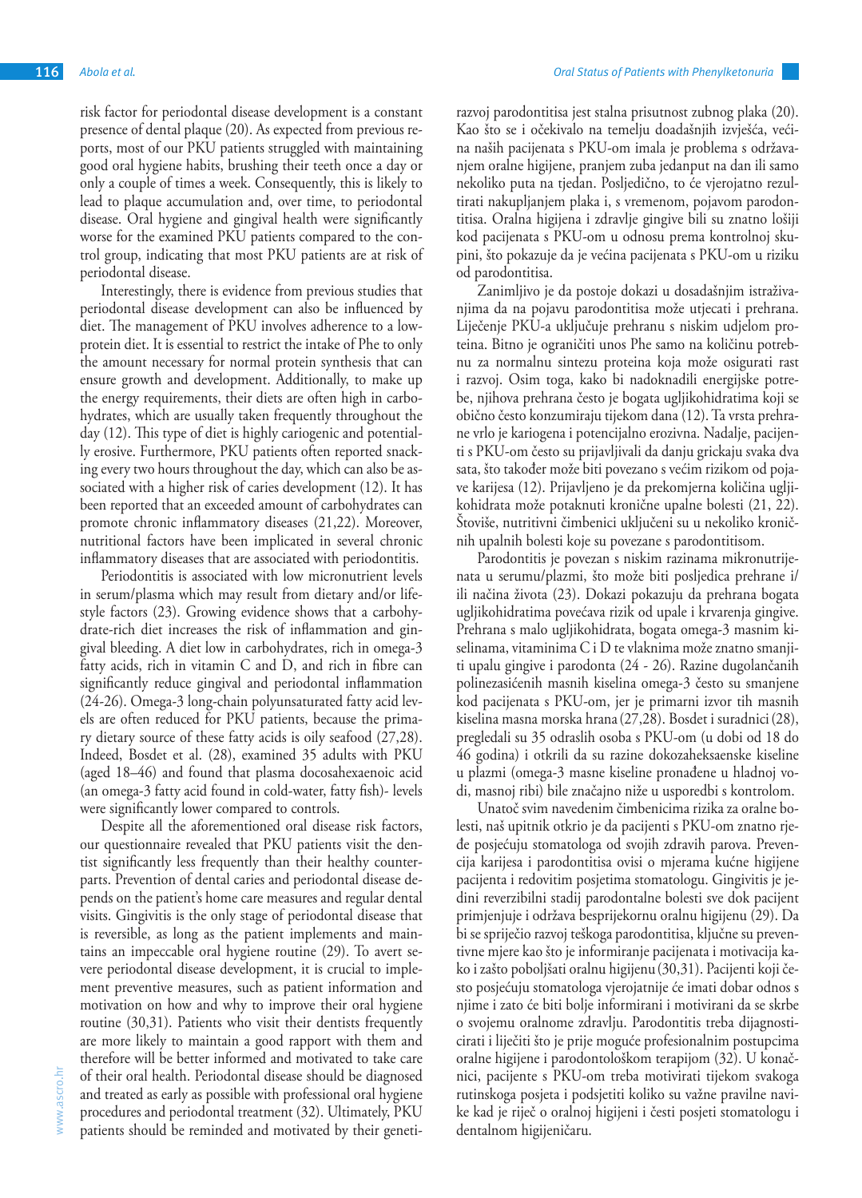risk factor for periodontal disease development is a constant presence of dental plaque (20). As expected from previous reports, most of our PKU patients struggled with maintaining good oral hygiene habits, brushing their teeth once a day or only a couple of times a week. Consequently, this is likely to lead to plaque accumulation and, over time, to periodontal disease. Oral hygiene and gingival health were significantly worse for the examined PKU patients compared to the control group, indicating that most PKU patients are at risk of periodontal disease.

Interestingly, there is evidence from previous studies that periodontal disease development can also be influenced by diet. The management of PKU involves adherence to a low-protein diet. It is essential to restrict the intake of Phe to only the amount necessary for normal protein synthesis that can ensure growth and development. Additionally, to make up the energy requirements, their diets are often high in carbohydrates, which are usually taken frequently throughout the day (12). This type of diet is highly cariogenic and potentially erosive. Furthermore, PKU patients often reported snacking every two hours throughout the day, which can also be associated with a higher risk of caries development (12). It has been reported that an exceeded amount of carbohydrates can promote chronic inflammatory diseases (21,22). Moreover, nutritional factors have been implicated in several chronic inflammatory diseases that are associated with periodontitis.

Periodontitis is associated with low micronutrient levels in serum/plasma which may result from dietary and/or lifestyle factors (23). Growing evidence shows that a carbohydrate-rich diet increases the risk of inflammation and gingival bleeding. A diet low in carbohydrates, rich in omega-3 fatty acids, rich in vitamin C and D, and rich in fibre can significantly reduce gingival and periodontal inflammation (24-26). Omega-3 long-chain polyunsaturated fatty acid levels are often reduced for PKU patients, because the primary dietary source of these fatty acids is oily seafood (27,28). Indeed, Bosdet et al. (28), examined 35 adults with PKU (aged 18–46) and found that plasma docosahexaenoic acid (an omega-3 fatty acid found in cold-water, fatty fish)- levels were significantly lower compared to controls.

Despite all the aforementioned oral disease risk factors, our questionnaire revealed that PKU patients visit the dentist significantly less frequently than their healthy counterparts. Prevention of dental caries and periodontal disease depends on the patient's home care measures and regular dental visits. Gingivitis is the only stage of periodontal disease that is reversible, as long as the patient implements and maintains an impeccable oral hygiene routine (29). To avert severe periodontal disease development, it is crucial to implement preventive measures, such as patient information and motivation on how and why to improve their oral hygiene routine (30,31). Patients who visit their dentists frequently are more likely to maintain a good rapport with them and therefore will be better informed and motivated to take care of their oral health. Periodontal disease should be diagnosed and treated as early as possible with professional oral hygiene procedures and periodontal treatment (32). Ultimately, PKU patients should be reminded and motivated by their geneti-

razvoj parodontitisa jest stalna prisutnost zubnog plaka (20). Kao što se i očekivalo na temelju doadašnjih izvješća, većina naših pacijenata s PKU-om imala je problema s održavanjem oralne higijene, pranjem zuba jedanput na dan ili samo nekoliko puta na tjedan. Posljedično, to će vjerojatno rezultirati nakupljanjem plaka i, s vremenom, pojavom parodontitisa. Oralna higijena i zdravlje gingive bili su znatno lošiji kod pacijenata s PKU-om u odnosu prema kontrolnoj skupini, što pokazuje da je većina pacijenata s PKU-om u riziku od parodontitisa.

Zanimljivo je da postoje dokazi u dosadašnjim istraživanjima da na pojavu parodontitisa može utjecati i prehrana. Liječenje PKU-a uključuje prehranu s niskim udjelom proteina. Bitno je ograničiti unos Phe samo na količinu potrebnu za normalnu sintezu proteina koja može osigurati rast i razvoj. Osim toga, kako bi nadoknadili energijske potrebe, njihova prehrana često je bogata ugljikohidratima koji se obično često konzumiraju tijekom dana (12). Ta vrsta prehrane vrlo je kariogena i potencijalno erozivna. Nadalje, pacijenti s PKU-om često su prijavljivali da danju grickaju svaka dva sata, što također može biti povezano s većim rizikom od pojave karijesa (12). Prijavljeno je da prekomjerna količina ugljikohidrata može potaknuti kronične upalne bolesti (21, 22). Štoviše, nutritivni čimbenici uključeni su u nekoliko kroničnih upalnih bolesti koje su povezane s parodontitisom.

Parodontitis je povezan s niskim razinama mikronutrijenata u serumu/plazmi, što može biti posljedica prehrane i/ili načina života (23). Dokazi pokazuju da prehrana bogata ugljikohidratima povećava rizik od upale i krvarenja gingive. Prehrana s malo ugljikohidrata, bogata omega-3 masnim kiselinama, vitaminima C i D te vlaknima može znatno smanjiti upalu gingive i parodonta (24 - 26). Razine dugolančanih polinezasićenih masnih kiselina omega-3 često su smanjene kod pacijenata s PKU-om, jer je primarni izvor tih masnih kiselina masna morska hrana (27,28). Bosdet i suradnici (28), pregledali su 35 odraslih osoba s PKU-om (u dobi od 18 do 46 godina) i otkrili da su razine dokozaheksaenske kiseline u plazmi (omega-3 masne kiseline pronađene u hladnoj vodi, masnoj ribi) bile značajno niže u usporedbi s kontrolom.

Unatoč svim navedenim čimbenicima rizika za oralne bolesti, naš upitnik otkrio je da pacijenti s PKU-om znatno rjeđe posjećuju stomatologa od svojih zdravih parova. Prevencija karijesa i parodontitisa ovisi o mjerama kućne higijene pacijenta i redovitim posjetima stomatologu. Gingivitis je jedini reverzibilni stadij parodontalne bolesti sve dok pacijent primjenjuje i održava besprijekornu oralnu higijenu (29). Da bi se spriječio razvoj teškoga parodontitisa, ključne su preventivne mjere kao što je informiranje pacijenata i motivacija kako i zašto poboljšati oralnu higijenu (30,31). Pacijenti koji često posjećuju stomatologa vjerojatnije će imati dobar odnos s njime i zato će biti bolje informirani i motivirani da se skrbe o svojemu oralnome zdravlju. Parodontitis treba dijagnosticirati i liječiti što je prije moguće profesionalnim postupcima oralne higijene i parodontološkom terapijom (32). U konačnici, pacijente s PKU-om treba motivirati tijekom svakoga rutinskoga posjeta i podsjetiti koliko su važne pravilne navike kad je riječ o oralnoj higijeni i česti posjeti stomatologu i dentalnom higijeničaru.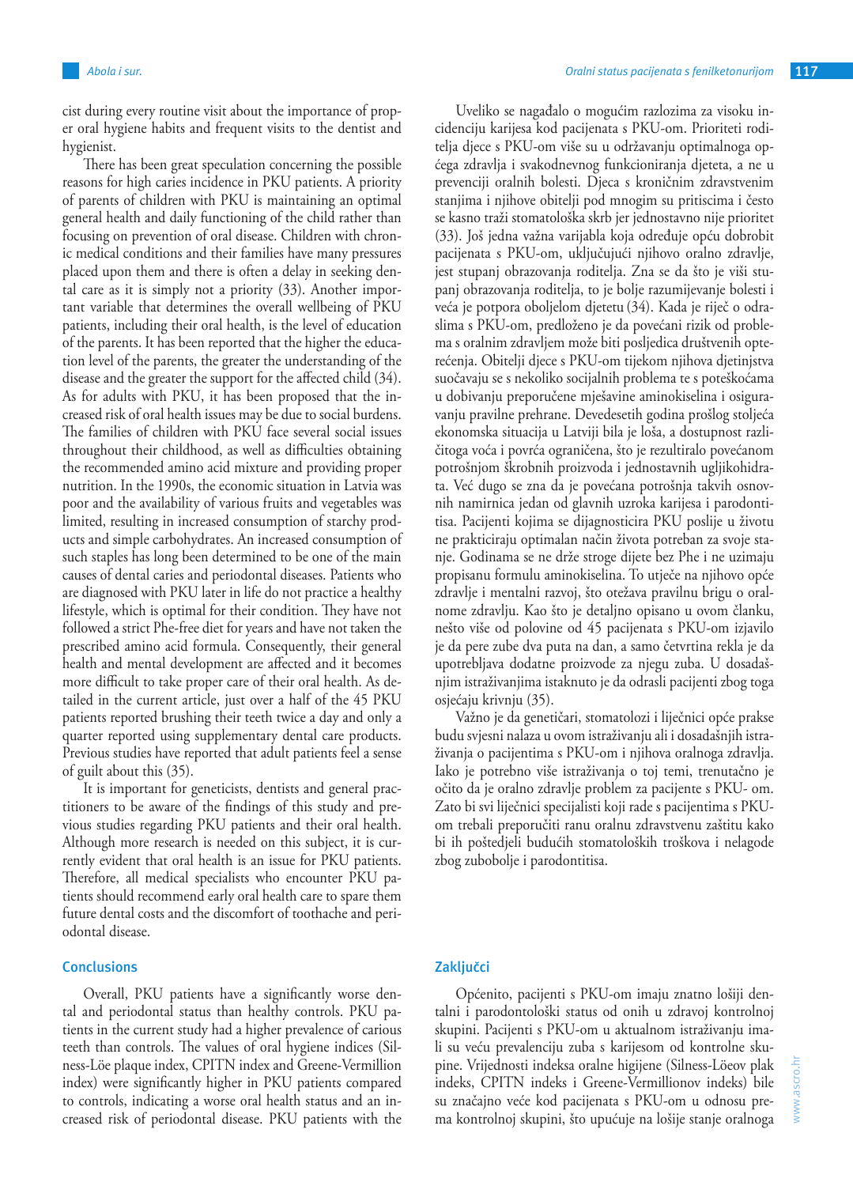cist during every routine visit about the importance of proper oral hygiene habits and frequent visits to the dentist and hygienist.

There has been great speculation concerning the possible reasons for high caries incidence in PKU patients. A priority of parents of children with PKU is maintaining an optimal general health and daily functioning of the child rather than focusing on prevention of oral disease. Children with chronic medical conditions and their families have many pressures placed upon them and there is often a delay in seeking dental care as it is simply not a priority (33). Another important variable that determines the overall wellbeing of PKU patients, including their oral health, is the level of education of the parents. It has been reported that the higher the education level of the parents, the greater the understanding of the disease and the greater the support for the affected child (34). As for adults with PKU, it has been proposed that the increased risk of oral health issues may be due to social burdens. The families of children with PKU face several social issues throughout their childhood, as well as difficulties obtaining the recommended amino acid mixture and providing proper nutrition. In the 1990s, the economic situation in Latvia was poor and the availability of various fruits and vegetables was limited, resulting in increased consumption of starchy products and simple carbohydrates. An increased consumption of such staples has long been determined to be one of the main causes of dental caries and periodontal diseases. Patients who are diagnosed with PKU later in life do not practice a healthy lifestyle, which is optimal for their condition. They have not followed a strict Phe-free diet for years and have not taken the prescribed amino acid formula. Consequently, their general health and mental development are affected and it becomes more difficult to take proper care of their oral health. As detailed in the current article, just over a half of the 45 PKU patients reported brushing their teeth twice a day and only a quarter reported using supplementary dental care products. Previous studies have reported that adult patients feel a sense of guilt about this (35).

It is important for geneticists, dentists and general practitioners to be aware of the findings of this study and previous studies regarding PKU patients and their oral health. Although more research is needed on this subject, it is currently evident that oral health is an issue for PKU patients. Therefore, all medical specialists who encounter PKU patients should recommend early oral health care to spare them future dental costs and the discomfort of toothache and periodontal disease.

## Conclusions

Overall, PKU patients have a significantly worse dental and periodontal status than healthy controls. PKU patients in the current study had a higher prevalence of carious teeth than controls. The values of oral hygiene indices (Silness-Löe plaque index, CPITN index and Greene-Vermillion index) were significantly higher in PKU patients compared to controls, indicating a worse oral health status and an increased risk of periodontal disease. PKU patients with the

Uveliko se nagađalo o mogućim razlozima za visoku incidenciju karijesa kod pacijenata s PKU-om. Prioriteti roditelja djece s PKU-om više su u održavanju optimalnoga općega zdravlja i svakodnevnog funkcioniranja djeteta, a ne u prevenciji oralnih bolesti. Djeca s kroničnim zdravstvenim stanjima i njihove obitelji pod mnogim su pritiscima i često se kasno traži stomatološka skrb jer jednostavno nije prioritet (33). Još jedna važna varijabla koja određuje opću dobrobit pacijenata s PKU-om, uključujući njihovo oralno zdravlje, jest stupanj obrazovanja roditelja. Zna se da što je viši stupanj obrazovanja roditelja, to je bolje razumijevanje bolesti i veća je potpora oboljelom djetetu (34). Kada je riječ o odraslima s PKU-om, predloženo je da povećani rizik od problema s oralnim zdravljem može biti posljedica društvenih opterećenja. Obitelji djece s PKU-om tijekom njihova djetinjstva suočavaju se s nekoliko socijalnih problema te s poteškoćama u dobivanju preporučene mješavine aminokiselina i osiguravanju pravilne prehrane. Devedesetih godina prošlog stoljeća ekonomska situacija u Latviji bila je loša, a dostupnost različitoga voća i povrća ograničena, što je rezultiralo povećanom potrošnjom škrobnih proizvoda i jednostavnih ugljikohidrata. Već dugo se zna da je povećana potrošnja takvih osnovnih namirnica jedan od glavnih uzroka karijesa i parodontitisa. Pacijenti kojima se dijagnosticira PKU poslije u životu ne prakticiraju optimalan način života potreban za svoje stanje. Godinama se ne drže stroge dijete bez Phe i ne uzimaju propisanu formulu aminokiselina. To utječe na njihovo opće zdravlje i mentalni razvoj, što otežava pravilnu brigu o oralnome zdravlju. Kao što je detaljno opisano u ovom članku, nešto više od polovine od 45 pacijenata s PKU-om izjavilo je da pere zube dva puta na dan, a samo četvrtina rekla je da upotrebljava dodatne proizvode za njegu zuba. U dosadašnjim istraživanjima istaknuto je da odrasli pacijenti zbog toga osjećaju krivnju (35).

Važno je da genetičari, stomatolozi i liječnici opće prakse budu svjesni nalaza u ovom istraživanju ali i dosadašnjih istraživanja o pacijentima s PKU-om i njihova oralnoga zdravlja. Iako je potrebno više istraživanja o toj temi, trenutačno je očito da je oralno zdravlje problem za pacijente s PKU- om. Zato bi svi liječnici specijalisti koji rade s pacijentima s PKU-om trebali preporučiti ranu oralnu zdravstvenu zaštitu kako bi ih poštedjeli budućih stomatoloških troškova i nelagode zbog zubobolje i parodontitisa.

## Zaključci

Općenito, pacijenti s PKU-om imaju znatno lošiji dentalni i parodontološki status od onih u zdravoj kontrolnoj skupini. Pacijenti s PKU-om u aktualnom istraživanju imali su veću prevalenciju zuba s karijesom od kontrolne skupine. Vrijednosti indeksa oralne higijene (Silness-Löeov plak indeks, CPITN indeks i Greene-Vermillionov indeks) bile su značajno veće kod pacijenata s PKU-om u odnosu prema kontrolnoj skupini, što upućuje na lošije stanje oralnoga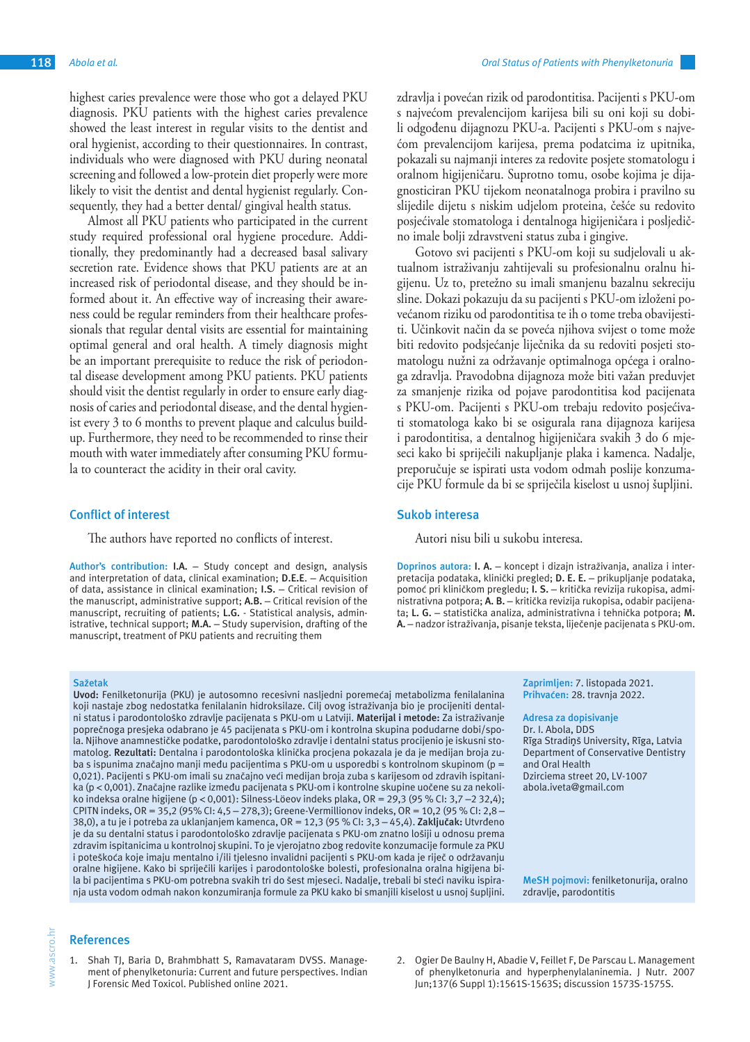highest caries prevalence were those who got a delayed PKU diagnosis. PKU patients with the highest caries prevalence showed the least interest in regular visits to the dentist and oral hygienist, according to their questionnaires. In contrast, individuals who were diagnosed with PKU during neonatal screening and followed a low-protein diet properly were more likely to visit the dentist and dental hygienist regularly. Consequently, they had a better dental/ gingival health status.

Almost all PKU patients who participated in the current study required professional oral hygiene procedure. Additionally, they predominantly had a decreased basal salivary secretion rate. Evidence shows that PKU patients are at an increased risk of periodontal disease, and they should be informed about it. An effective way of increasing their awareness could be regular reminders from their healthcare professionals that regular dental visits are essential for maintaining optimal general and oral health. A timely diagnosis might be an important prerequisite to reduce the risk of periodontal disease development among PKU patients. PKU patients should visit the dentist regularly in order to ensure early diagnosis of caries and periodontal disease, and the dental hygienist every 3 to 6 months to prevent plaque and calculus buildup. Furthermore, they need to be recommended to rinse their mouth with water immediately after consuming PKU formula to counteract the acidity in their oral cavity.

## Conflict of interest

The authors have reported no conflicts of interest.

**Author's contribution:** **I.A.** – Study concept and design, analysis and interpretation of data, clinical examination; **D.E.E.** – Acquisition of data, assistance in clinical examination; **I.S.** – Critical revision of the manuscript, administrative support; **A.B.** – Critical revision of the manuscript, recruiting of patients; **L.G.** - Statistical analysis, administrative, technical support; **M.A.** – Study supervision, drafting of the manuscript, treatment of PKU patients and recruiting them

zdravlja i povećan rizik od parodontitisa. Pacijenti s PKU-om s najvećom prevalencijom karijesa bili su oni koji su dobili odgođenu dijagnozu PKU-a. Pacijenti s PKU-om s najvećom prevalencijom karijesa, prema podatcima iz upitnika, pokazali su najmanji interes za redovite posjete stomatologu i oralnom higijeničaru. Suprotno tomu, osobe kojima je dijagnosticiran PKU tijekom neonatalnoga probira i pravilno su slijedile dijetu s niskim udjelom proteina, češće su redovito posjećivale stomatologa i dentalnoga higijeničara i posljedično imale bolji zdravstveni status zuba i gingive.

Gotovo svi pacijenti s PKU-om koji su sudjelovali u aktualnom istraživanju zahtijevali su profesionalnu oralnu higijenu. Uz to, pretežno su imali smanjenu bazalnu sekreciju sline. Dokazi pokazuju da su pacijenti s PKU-om izloženi povećanom riziku od parodontitisa te ih o tome treba obavijestiti. Učinkovit način da se poveća njihova svijest o tome može biti redovito podsjećanje liječnika da su redoviti posjeti stomatologu nužni za održavanje optimalnoga općega i oralnoga zdravlja. Pravodobna dijagnoza može biti važan preduvjet za smanjenje rizika od pojave parodontitisa kod pacijenata s PKU-om. Pacijenti s PKU-om trebaju redovito posjećivati stomatologa kako bi se osigurala rana dijagnoza karijesa i parodontitisa, a dentalnog higijeničara svakih 3 do 6 mjeseci kako bi spriječili nakupljanje plaka i kamenca. Nadalje, preporučuje se ispirati usta vodom odmah poslije konzumacije PKU formule da bi se spriječila kiselost u usnoj šupljini.

## Sukob interesa

Autori nisu bili u sukobu interesa.

**Doprinos autora:** **I. A.** – koncept i dizajn istraživanja, analiza i interpretacija podataka, klinički pregled; **D. E. E.** – prikupljanje podataka, pomoć pri kliničkom pregledu; **I. S.** – kritička revizija rukopisa, administrativna potpora; **A. B.** – kritička revizija rukopisa, odabir pacijenata; **L. G.** – statistička analiza, administrativna i tehnička potpora; **M. A.** – nadzor istraživanja, pisanje teksta, liječenje pacijenata s PKU-om.

## Sažetak

**Uvod:** Fenilketonurija (PKU) je autosomno recesivni nasljedni poremećaj metabolizma fenilalanina koji nastaje zbog nedostatka fenilalanin hidroksilaze. Cilj ovog istraživanja bio je procijeniti dentalni status i parodontološko zdravlje pacijenata s PKU-om u Latviji. **Materijal i metode:** Za istraživanje poprečnoga presjeka odabrano je 45 pacijenata s PKU-om i kontrolna skupina podudarne dobi/spola. Njihove anamnestičke podatke, parodontološko zdravlje i dentalni status procijenio je iskusni stomatolog. **Rezultati:** Dentalna i parodontološka klinička procjena pokazala je da je medijan broja zuba s ispunima značajno manji među pacijentima s PKU-om u usporedbi s kontrolnom skupinom (p = 0,021). Pacijenti s PKU-om imali su značajno veći medijan broja zuba s karijesom od zdravih ispitanika (p < 0,001). Značajne razlike između pacijenata s PKU-om i kontrolne skupine uočene su za nekoliko indeksa oralne higijene (p < 0,001): Silness-Löeov indeks plaka, OR = 29,3 (95 % CI: 3,7 –2 32,4); CPITN indeks, OR = 35,2 (95% CI: 4,5 – 278,3); Greene-Vermillionov indeks, OR = 10,2 (95 % CI: 2,8 – 38,0), a tu je i potreba za uklanjanjem kamenca, OR = 12,3 (95 % CI: 3,3 – 45,4). **Zaključak:** Utvrđeno je da su dentalni status i parodontološko zdravlje pacijenata s PKU-om znatno lošiji u odnosu prema zdravim ispitanicima u kontrolnoj skupini. To je vjerojatno zbog redovite konzumacije formule za PKU i poteškoća koje imaju mentalno i/ili tjelesno invalidni pacijenti s PKU-om kada je riječ o održavanju oralne higijene. Kako bi spriječili karijes i parodontološke bolesti, profesionalna oralna higijena bila bi pacijentima s PKU-om potrebna svakih tri do šest mjeseci. Nadalje, trebali bi steći naviku ispiranja usta vodom odmah nakon konzumiranja formule za PKU kako bi smanjili kiselost u usnoj šupljini.

**Zaprimljen:** 7. listopada 2021.
**Prihvaćen:** 28. travnja 2022.

**Adresa za dopisivanje**
Dr. I. Abola, DDS
Rīga Stradiņš University, Rīga, Latvia
Department of Conservative Dentistry and Oral Health
Dzirciema street 20, LV-1007
abola.iveta@gmail.com

**MeSH pojmovi:** fenilketonurija, oralno zdravlje, parodontitis

## References

1. Shah TJ, Baria D, Brahmbhatt S, Ramavataram DVSS. Management of phenylketonuria: Current and future perspectives. Indian J Forensic Med Toxicol. Published online 2021.
2. Ogier De Baulny H, Abadie V, Feillet F, De Parscau L. Management of phenylketonuria and hyperphenylalaninemia. J Nutr. 2007 Jun;137(6 Suppl 1):1561S-1563S; discussion 1573S-1575S.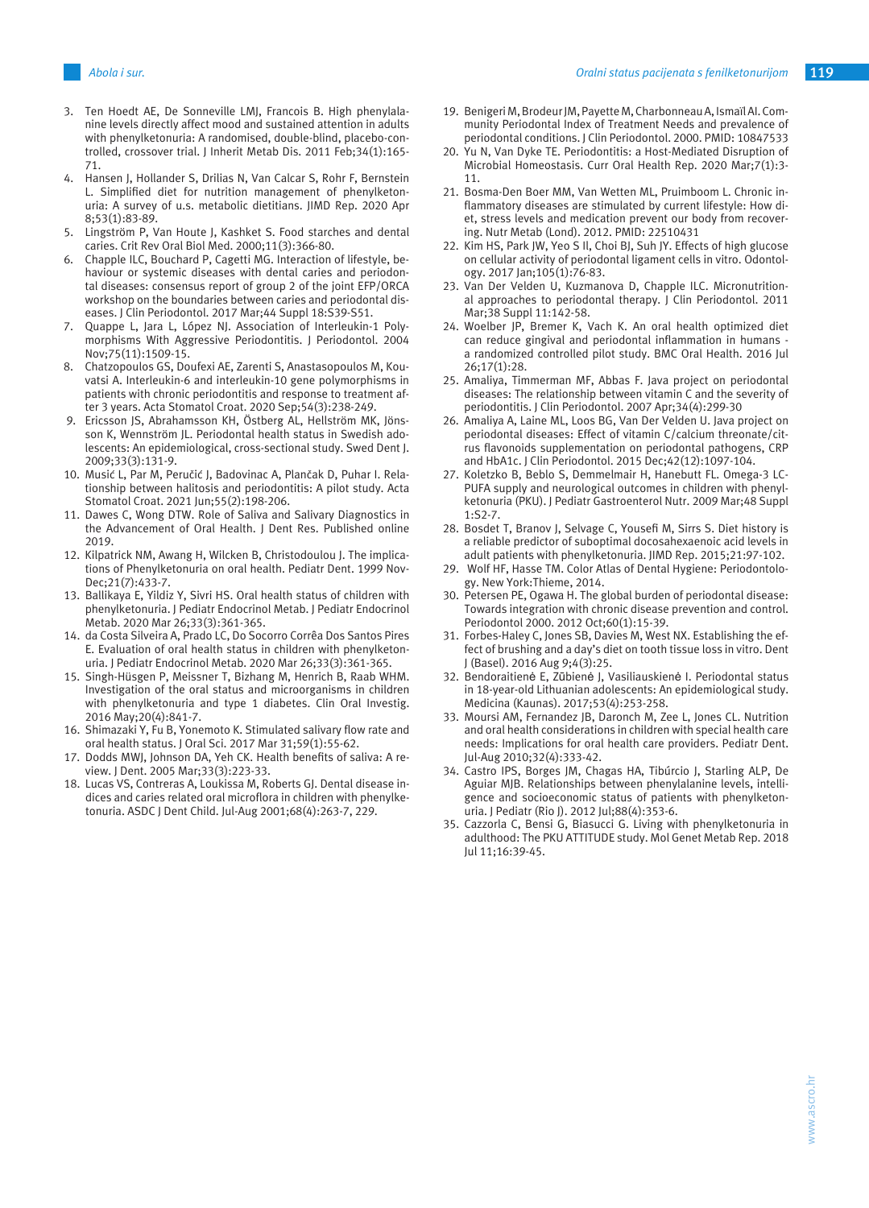3. Ten Hoedt AE, De Sonneville LMJ, Francois B. High phenylalanine levels directly affect mood and sustained attention in adults with phenylketonuria: A randomised, double-blind, placebo-controlled, crossover trial. J Inherit Metab Dis. 2011 Feb;34(1):165-71.
4. Hansen J, Hollander S, Drilias N, Van Calcar S, Rohr F, Bernstein L. Simplified diet for nutrition management of phenylketonuria: A survey of u.s. metabolic dietitians. JIMD Rep. 2020 Apr 8;53(1):83-89.
5. Lingström P, Van Houte J, Kashket S. Food starches and dental caries. Crit Rev Oral Biol Med. 2000;11(3):366-80.
6. Chapple ILC, Bouchard P, Cagetti MG. Interaction of lifestyle, behaviour or systemic diseases with dental caries and periodontal diseases: consensus report of group 2 of the joint EFP/ORCA workshop on the boundaries between caries and periodontal diseases. J Clin Periodontol. 2017 Mar;44 Suppl 18:S39-S51.
7. Quappe L, Jara L, López NJ. Association of Interleukin-1 Polymorphisms With Aggressive Periodontitis. J Periodontol. 2004 Nov;75(11):1509-15.
8. Chatzopoulos GS, Doufexi AE, Zarenti S, Anastasopoulos M, Kouvatsi A. Interleukin-6 and interleukin-10 gene polymorphisms in patients with chronic periodontitis and response to treatment after 3 years. Acta Stomatol Croat. 2020 Sep;54(3):238-249.
9. Ericsson JS, Abrahamsson KH, Östberg AL, Hellström MK, Jönsson K, Wennström JL. Periodontal health status in Swedish adolescents: An epidemiological, cross-sectional study. Swed Dent J. 2009;33(3):131-9.
10. Music L, Par M, Peručić J, Badovinac A, Plančak D, Puhar I. Relationship between halitosis and periodontitis: A pilot study. Acta Stomatol Croat. 2021 Jun;55(2):198-206.
11. Dawes C, Wong DTW. Role of Saliva and Salivary Diagnostics in the Advancement of Oral Health. J Dent Res. Published online 2019.
12. Kilpatrick NM, Awang H, Wilcken B, Christodoulou J. The implications of Phenylketonuria on oral health. Pediatr Dent. 1999 Nov-Dec;21(7):433-7.
13. Ballikaya E, Yildiz Y, Sivri HS. Oral health status of children with phenylketonuria. J Pediatr Endocrinol Metab. J Pediatr Endocrinol Metab. 2020 Mar 26;33(3):361-365.
14. da Costa Silveira A, Prado LC, Do Socorro Corrêa Dos Santos Pires E. Evaluation of oral health status in children with phenylketonuria. J Pediatr Endocrinol Metab. 2020 Mar 26;33(3):361-365.
15. Singh-Hüsgen P, Meissner T, Bizhang M, Henrich B, Raab WHM. Investigation of the oral status and microorganisms in children with phenylketonuria and type 1 diabetes. Clin Oral Investig. 2016 May;20(4):841-7.
16. Shimazaki Y, Fu B, Yonemoto K. Stimulated salivary flow rate and oral health status. J Oral Sci. 2017 Mar 31;59(1):55-62.
17. Dodds MWJ, Johnson DA, Yeh CK. Health benefits of saliva: A review. J Dent. 2005 Mar;33(3):223-33.
18. Lucas VS, Contreras A, Loukissa M, Roberts GJ. Dental disease indices and caries related oral microflora in children with phenylketonuria. ASDC J Dent Child. Jul-Aug 2001;68(4):263-7, 229.
19. Benigeri M, Brodeur JM, Payette M, Charbonneau A, Ismaïl AI. Community Periodontal Index of Treatment Needs and prevalence of periodontal conditions. J Clin Periodontol. 2000. PMID: 10847533
20. Yu N, Van Dyke TE. Periodontitis: a Host-Mediated Disruption of Microbial Homeostasis. Curr Oral Health Rep. 2020 Mar;7(1):3-11.
21. Bosma-Den Boer MM, Van Wetten ML, Pruimboom L. Chronic inflammatory diseases are stimulated by current lifestyle: How diet, stress levels and medication prevent our body from recovering. Nutr Metab (Lond). 2012. PMID: 22510431
22. Kim HS, Park JW, Yeo S Il, Choi BJ, Suh JY. Effects of high glucose on cellular activity of periodontal ligament cells in vitro. Odontology. 2017 Jan;105(1):76-83.
23. Van Der Velden U, Kuzmanova D, Chapple ILC. Micronutritional approaches to periodontal therapy. J Clin Periodontol. 2011 Mar;38 Suppl 11:142-58.
24. Woelber JP, Bremer K, Vach K. An oral health optimized diet can reduce gingival and periodontal inflammation in humans - a randomized controlled pilot study. BMC Oral Health. 2016 Jul 26;17(1):28.
25. Amaliya, Timmerman MF, Abbas F. Java project on periodontal diseases: The relationship between vitamin C and the severity of periodontitis. J Clin Periodontol. 2007 Apr;34(4):299-30
26. Amaliya A, Laine ML, Loos BG, Van Der Velden U. Java project on periodontal diseases: Effect of vitamin C/calcium threonate/citrus flavonoids supplementation on periodontal pathogens, CRP and HbA1c. J Clin Periodontol. 2015 Dec;42(12):1097-104.
27. Koletzko B, Beblo S, Demmelmair H, Hanebutt FL. Omega-3 LC-PUFA supply and neurological outcomes in children with phenylketonuria (PKU). J Pediatr Gastroenterol Nutr. 2009 Mar;48 Suppl 1:S2-7.
28. Bosdet T, Branov J, Selvage C, Yousefi M, Sirrs S. Diet history is a reliable predictor of suboptimal docosahexaenoic acid levels in adult patients with phenylketonuria. JIMD Rep. 2015;21:97-102.
29. Wolf HF, Hasse TM. Color Atlas of Dental Hygiene: Periodontology. New York:Thieme, 2014.
30. Petersen PE, Ogawa H. The global burden of periodontal disease: Towards integration with chronic disease prevention and control. Periodontol 2000. 2012 Oct;60(1):15-39.
31. Forbes-Haley C, Jones SB, Davies M, West NX. Establishing the effect of brushing and a day's diet on tooth tissue loss in vitro. Dent J (Basel). 2016 Aug 9;4(3):25.
32. Bendoraitienė E, Zūbienė J, Vasiliauskienė I. Periodontal status in 18-year-old Lithuanian adolescents: An epidemiological study. Medicina (Kaunas). 2017;53(4):253-258.
33. Moursi AM, Fernandez JB, Daronch M, Zee L, Jones CL. Nutrition and oral health considerations in children with special health care needs: Implications for oral health care providers. Pediatr Dent. Jul-Aug 2010;32(4):333-42.
34. Castro IPS, Borges JM, Chagas HA, Tibúrcio J, Starling ALP, De Aguiar MJB. Relationships between phenylalanine levels, intelligence and socioeconomic status of patients with phenylketonuria. J Pediatr (Rio J). 2012 Jul;88(4):353-6.
35. Cazzorla C, Bensi G, Biasucci G. Living with phenylketonuria in adulthood: The PKU ATTITUDE study. Mol Genet Metab Rep. 2018 Jul 11;16:39-45.